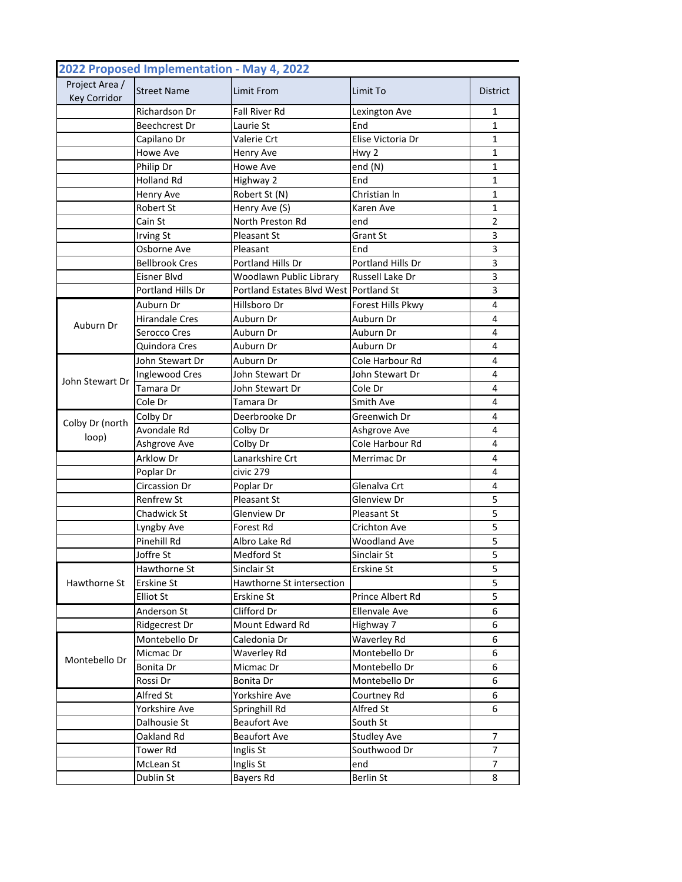## 2022 Proposed Implementation - May 4, 2022

| Project Area / Key Corridor | Street Name | Limit From | Limit To | District |
|---|---|---|---|---|
| | Richardson Dr | Fall River Rd | Lexington Ave | 1 |
| | Beechcrest Dr | Laurie St | End | 1 |
| | Capilano Dr | Valerie Crt | Elise Victoria Dr | 1 |
| | Howe Ave | Henry Ave | Hwy 2 | 1 |
| | Philip Dr | Howe Ave | end (N) | 1 |
| | Holland Rd | Highway 2 | End | 1 |
| | Henry Ave | Robert St (N) | Christian ln | 1 |
| | Robert St | Henry Ave (S) | Karen Ave | 1 |
| | Cain St | North Preston Rd | end | 2 |
| | Irving St | Pleasant St | Grant St | 3 |
| | Osborne Ave | Pleasant | End | 3 |
| | Bellbrook Cres | Portland Hills Dr | Portland Hills Dr | 3 |
| | Eisner Blvd | Woodlawn Public Library | Russell Lake Dr | 3 |
| | Portland Hills Dr | Portland Estates Blvd West | Portland St | 3 |
| Auburn Dr | Auburn Dr | Hillsboro Dr | Forest Hills Pkwy | 4 |
| | Hirandale Cres | Auburn Dr | Auburn Dr | 4 |
| | Serocco Cres | Auburn Dr | Auburn Dr | 4 |
| | Quindora Cres | Auburn Dr | Auburn Dr | 4 |
| John Stewart Dr | John Stewart Dr | Auburn Dr | Cole Harbour Rd | 4 |
| | Inglewood Cres | John Stewart Dr | John Stewart Dr | 4 |
| | Tamara Dr | John Stewart Dr | Cole Dr | 4 |
| | Cole Dr | Tamara Dr | Smith Ave | 4 |
| Colby Dr (north loop) | Colby Dr | Deerbrooke Dr | Greenwich Dr | 4 |
| | Avondale Rd | Colby Dr | Ashgrove Ave | 4 |
| | Ashgrove Ave | Colby Dr | Cole Harbour Rd | 4 |
| | Arklow Dr | Lanarkshire Crt | Merrimac Dr | 4 |
| | Poplar Dr | civic 279 | | 4 |
| | Circassion Dr | Poplar Dr | Glenalva Crt | 4 |
| | Renfrew St | Pleasant St | Glenview Dr | 5 |
| | Chadwick St | Glenview Dr | Pleasant St | 5 |
| | Lyngby Ave | Forest Rd | Crichton Ave | 5 |
| | Pinehill Rd | Albro Lake Rd | Woodland Ave | 5 |
| | Joffre St | Medford St | Sinclair St | 5 |
| Hawthorne St | Hawthorne St | Sinclair St | Erskine St | 5 |
| | Erskine St | Hawthorne St intersection | | 5 |
| | Elliot St | Erskine St | Prince Albert Rd | 5 |
| | Anderson St | Clifford Dr | Ellenvale Ave | 6 |
| | Ridgecrest Dr | Mount Edward Rd | Highway 7 | 6 |
| Montebello Dr | Montebello Dr | Caledonia Dr | Waverley Rd | 6 |
| | Micmac Dr | Waverley Rd | Montebello Dr | 6 |
| | Bonita Dr | Micmac Dr | Montebello Dr | 6 |
| | Rossi Dr | Bonita Dr | Montebello Dr | 6 |
| | Alfred St | Yorkshire Ave | Courtney Rd | 6 |
| | Yorkshire Ave | Springhill Rd | Alfred St | 6 |
| | Dalhousie St | Beaufort Ave | South St | |
| | Oakland Rd | Beaufort Ave | Studley Ave | 7 |
| | Tower Rd | Inglis St | Southwood Dr | 7 |
| | McLean St | Inglis St | end | 7 |
| | Dublin St | Bayers Rd | Berlin St | 8 |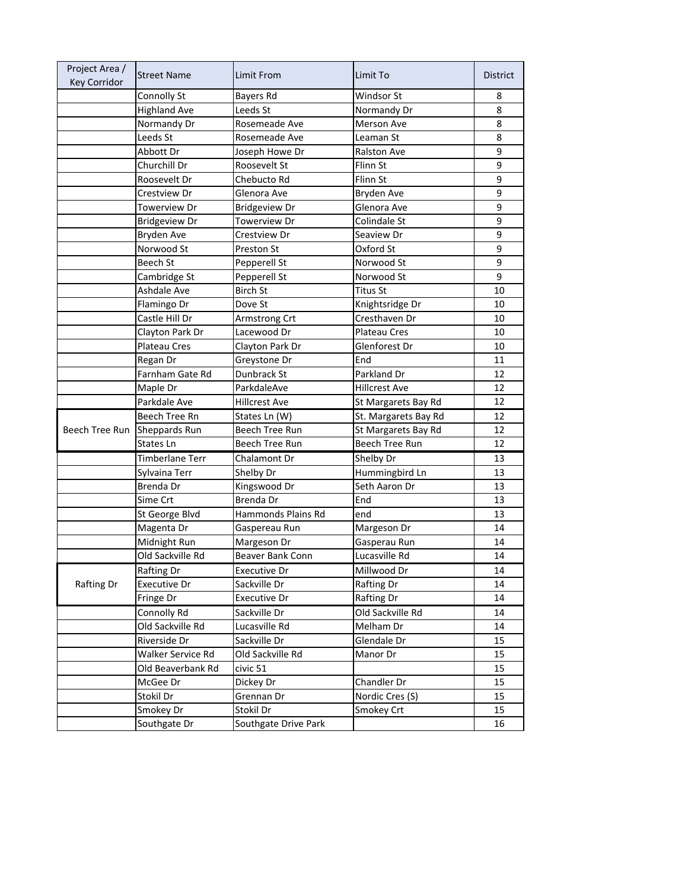| Project Area / Key Corridor | Street Name | Limit From | Limit To | District |
|---|---|---|---|---|
| | Connolly St | Bayers Rd | Windsor St | 8 |
| | Highland Ave | Leeds St | Normandy Dr | 8 |
| | Normandy Dr | Rosemeade Ave | Merson Ave | 8 |
| | Leeds St | Rosemeade Ave | Leaman St | 8 |
| | Abbott Dr | Joseph Howe Dr | Ralston Ave | 9 |
| | Churchill Dr | Roosevelt St | Flinn St | 9 |
| | Roosevelt Dr | Chebucto Rd | Flinn St | 9 |
| | Crestview Dr | Glenora Ave | Bryden Ave | 9 |
| | Towerview Dr | Bridgeview Dr | Glenora Ave | 9 |
| | Bridgeview Dr | Towerview Dr | Colindale St | 9 |
| | Bryden Ave | Crestview Dr | Seaview Dr | 9 |
| | Norwood St | Preston St | Oxford St | 9 |
| | Beech St | Pepperell St | Norwood St | 9 |
| | Cambridge St | Pepperell St | Norwood St | 9 |
| | Ashdale Ave | Birch St | Titus St | 10 |
| | Flamingo Dr | Dove St | Knightsridge Dr | 10 |
| | Castle Hill Dr | Armstrong Crt | Cresthaven Dr | 10 |
| | Clayton Park Dr | Lacewood Dr | Plateau Cres | 10 |
| | Plateau Cres | Clayton Park Dr | Glenforest Dr | 10 |
| | Regan Dr | Greystone Dr | End | 11 |
| | Farnham Gate Rd | Dunbrack St | Parkland Dr | 12 |
| | Maple Dr | ParkdaleAve | Hillcrest Ave | 12 |
| | Parkdale Ave | Hillcrest Ave | St Margarets Bay Rd | 12 |
| Beech Tree Run | Beech Tree Rn | States Ln (W) | St. Margarets Bay Rd | 12 |
| | Sheppards Run | Beech Tree Run | St Margarets Bay Rd | 12 |
| | States Ln | Beech Tree Run | Beech Tree Run | 12 |
| | Timberlane Terr | Chalamont Dr | Shelby Dr | 13 |
| | Sylvaina Terr | Shelby Dr | Hummingbird Ln | 13 |
| | Brenda Dr | Kingswood Dr | Seth Aaron Dr | 13 |
| | Sime Crt | Brenda Dr | End | 13 |
| | St George Blvd | Hammonds Plains Rd | end | 13 |
| | Magenta Dr | Gaspereau Run | Margeson Dr | 14 |
| | Midnight Run | Margeson Dr | Gasperau Run | 14 |
| | Old Sackville Rd | Beaver Bank Conn | Lucasville Rd | 14 |
| Rafting Dr | Rafting Dr | Executive Dr | Millwood Dr | 14 |
| | Executive Dr | Sackville Dr | Rafting Dr | 14 |
| | Fringe Dr | Executive Dr | Rafting Dr | 14 |
| | Connolly Rd | Sackville Dr | Old Sackville Rd | 14 |
| | Old Sackville Rd | Lucasville Rd | Melham Dr | 14 |
| | Riverside Dr | Sackville Dr | Glendale Dr | 15 |
| | Walker Service Rd | Old Sackville Rd | Manor Dr | 15 |
| | Old Beaverbank Rd | civic 51 | | 15 |
| | McGee Dr | Dickey Dr | Chandler Dr | 15 |
| | Stokil Dr | Grennan Dr | Nordic Cres (S) | 15 |
| | Smokey Dr | Stokil Dr | Smokey Crt | 15 |
| | Southgate Dr | Southgate Drive Park | | 16 |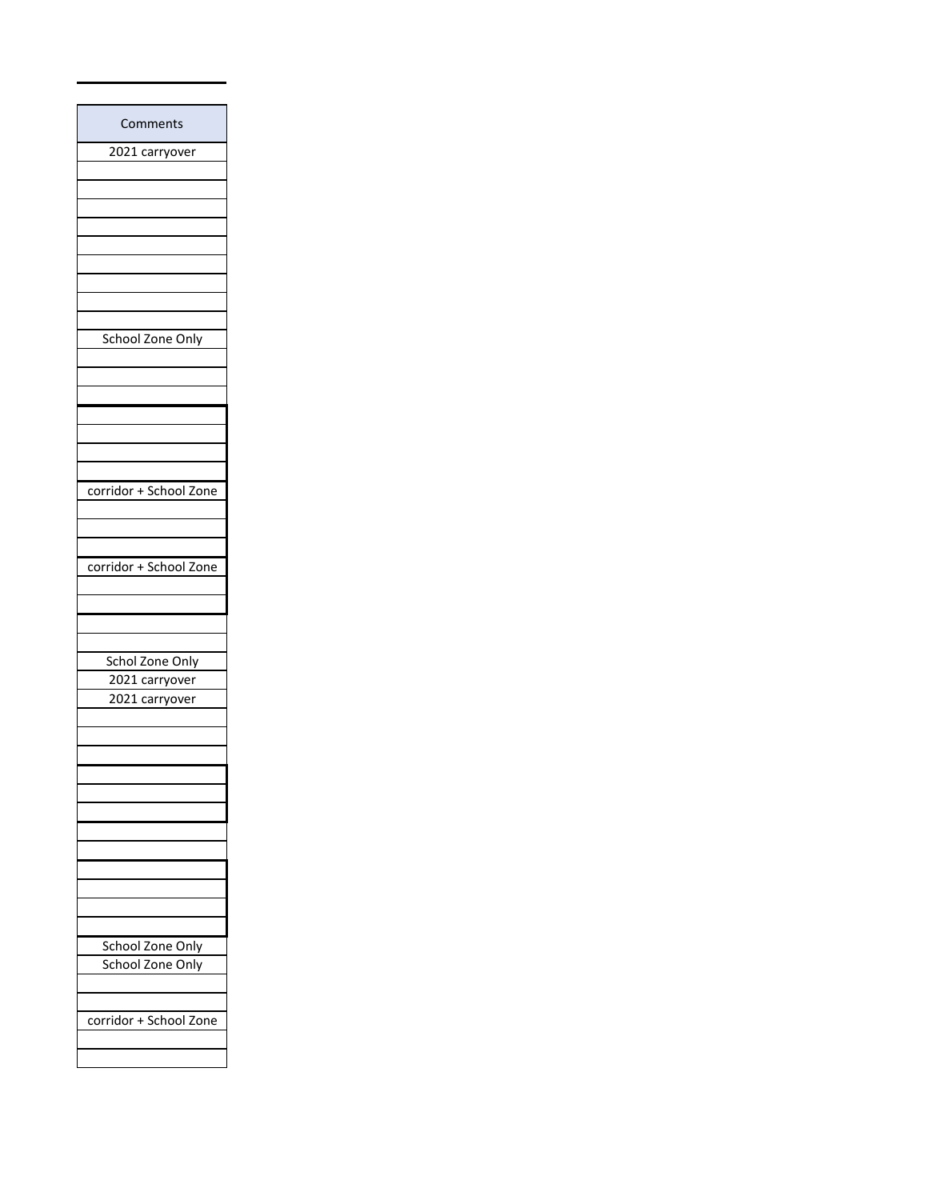| Comments |
| --- |
| 2021 carryover |
| |
| |
| |
| |
| |
| |
| |
| |
| |
| School Zone Only |
| |
| |
| |
| |
| |
| |
| |
| corridor + School Zone |
| |
| |
| |
| corridor + School Zone |
| |
| |
| |
| |
| Schol Zone Only |
| 2021 carryover |
| 2021 carryover |
| |
| |
| |
| |
| |
| |
| |
| |
| |
| |
| |
| |
| School Zone Only |
| School Zone Only |
| |
| |
| corridor + School Zone |
| |
| |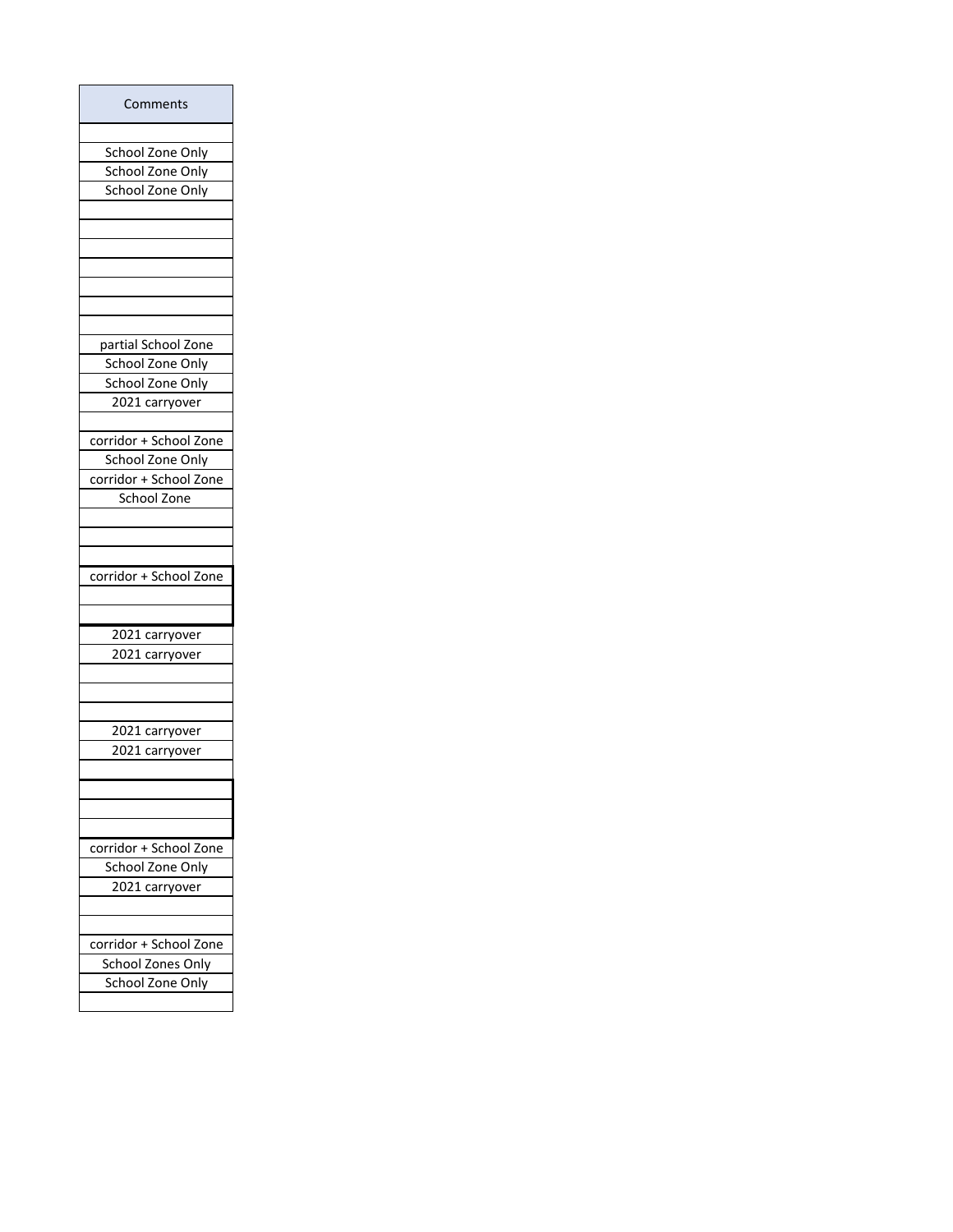| Comments |
|---|
| |
| School Zone Only |
| School Zone Only |
| School Zone Only |
| |
| |
| |
| |
| |
| |
| |
| partial School Zone |
| School Zone Only |
| School Zone Only |
| 2021 carryover |
| |
| corridor + School Zone |
| School Zone Only |
| corridor + School Zone |
| School Zone |
| |
| |
| |
| corridor + School Zone |
| |
| |
| 2021 carryover |
| 2021 carryover |
| |
| |
| |
| 2021 carryover |
| 2021 carryover |
| |
| |
| |
| |
| corridor + School Zone |
| School Zone Only |
| 2021 carryover |
| |
| |
| corridor + School Zone |
| School Zones Only |
| School Zone Only |
| |